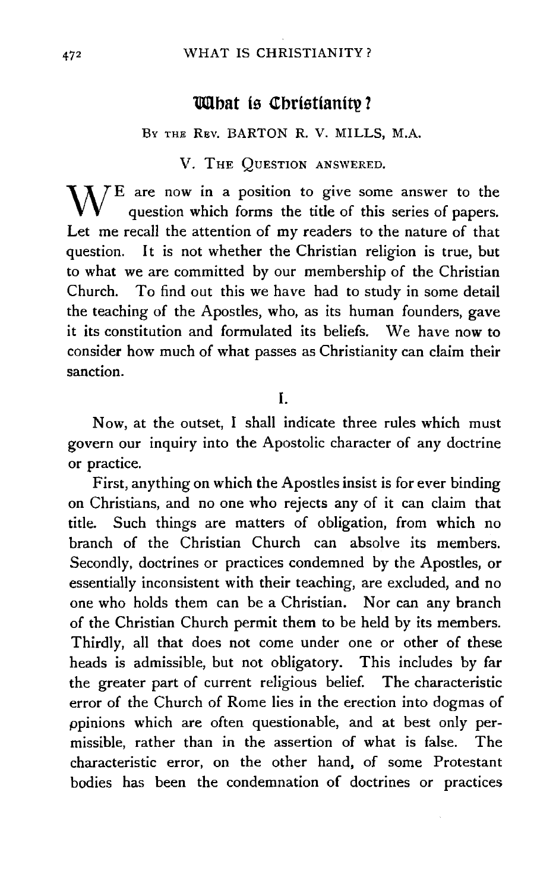# What is Christianity?

By the Rev. BARTON R. V. MILLS, M.A.

## V. The Question answered.

WE are now in a position to give some answer to the question which forms the title of this series of papers. Let me recall the attention of my readers to the nature of that question. It is not whether the Christian religion is true, but to what we are committed by our membership of the Christian Church. To find out this we have had to study in some detail the teaching of the Apostles, who, as its human founders, gave it its constitution and formulated its beliefs. We have now to consider how much of what passes as Christianity can claim their sanction.

### I.

Now, at the outset, I shall indicate three rules which must govern our inquiry into the Apostolic character of any doctrine or practice.

First, anything on which the Apostles insist is for ever binding on Christians, and no one who rejects any of it can claim that title. Such things are matters of obligation, from which no branch of the Christian Church can absolve its members. Secondly, doctrines or practices condemned by the Apostles, or essentially inconsistent with their teaching, are excluded, and no one who holds them can be a Christian. Nor can any branch of the Christian Church permit them to be held by its members. Thirdly, all that does not come under one or other of these heads is admissible, but not obligatory. This includes by far the greater part of current religious belief. The characteristic error of the Church of Rome lies in the erection into dogmas of opinions which are often questionable, and at best only permissible, rather than in the assertion of what is false. The characteristic error, on the other hand, of some Protestant bodies has been the condemnation of doctrines or practices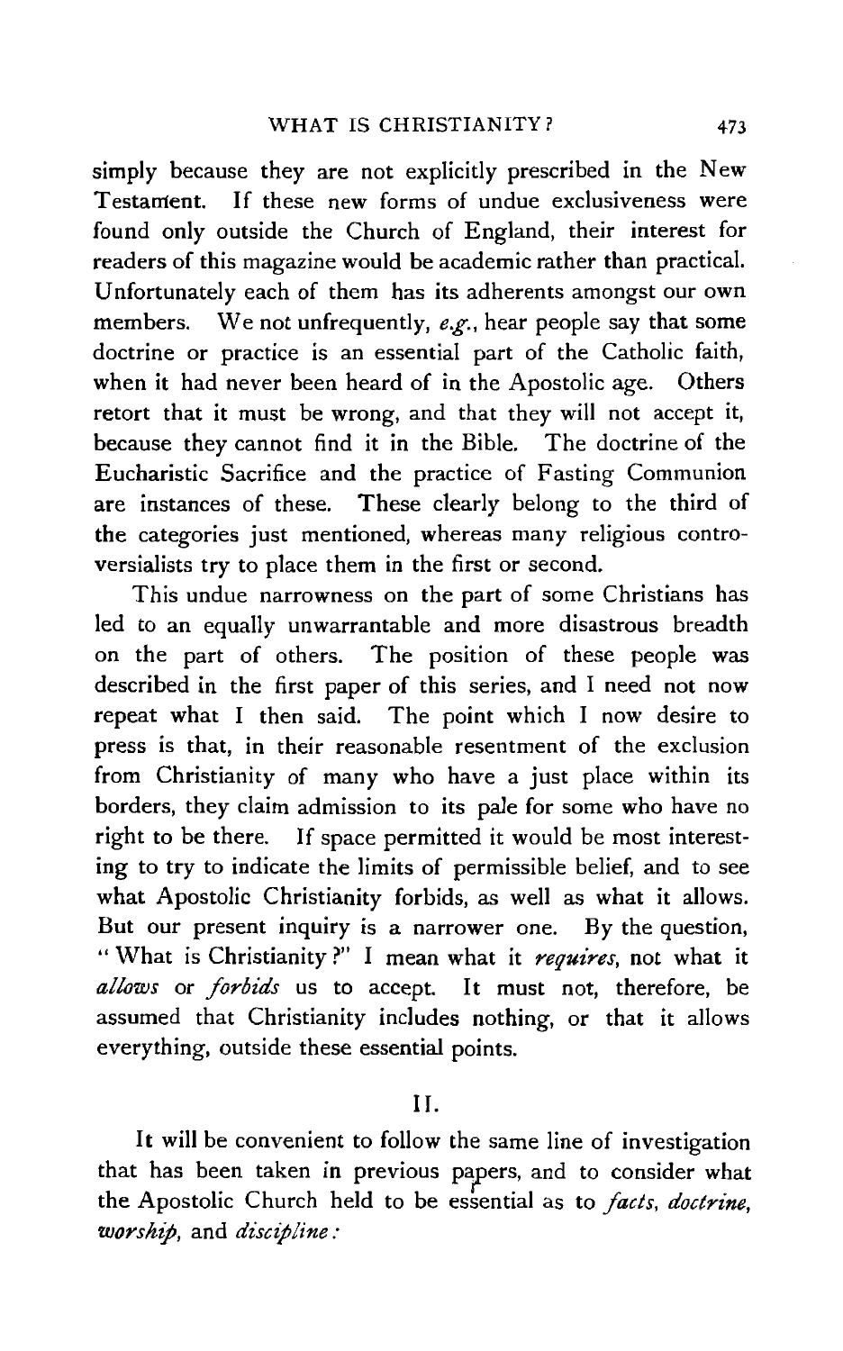simply because they are not explicitly prescribed in the New Testament. If these new forms of undue exclusiveness were found only outside the Church of England, their interest for readers of this magazine would be academic rather than practical. Unfortunately each of them has its adherents amongst our own members. We not unfrequently, *e.g.*, hear people say that some doctrine or practice is an essential part of the Catholic faith, when it had never been heard of in the Apostolic age. Others retort that it must be wrong, and that they will not accept it, because they cannot find it in the Bible. The doctrine of the Eucharistic Sacrifice and the practice of Fasting Communion are instances of these. These clearly belong to the third of the categories just mentioned, whereas many religious controversialists try to place them in the first or second.

This undue narrowness on the part of some Christians has led to an equally unwarrantable and more disastrous breadth on the part of others. The position of these people was described in the first paper of this series, and I need not now repeat what I then said. The point which I now desire to press is that, in their reasonable resentment of the exclusion from Christianity of many who have a just place within its borders, they claim admission to its pale for some who have no right to be there. If space permitted it would be most interesting to try to indicate the limits of permissible belief, and to see what Apostolic Christianity forbids, as well as what it allows. But our present inquiry is a narrower one. By the question, "What is Christianity?" I mean what it *requires*, not what it *allows* or *forbids* us to accept. It must not, therefore, be assumed that Christianity includes nothing, or that it allows everything, outside these essential points.

## II.

It will be convenient to follow the same line of investigation that has been taken in previous papers, and to consider what the Apostolic Church held to be essential as to *facts*, *doctrine*, *worship*, and *discipline*: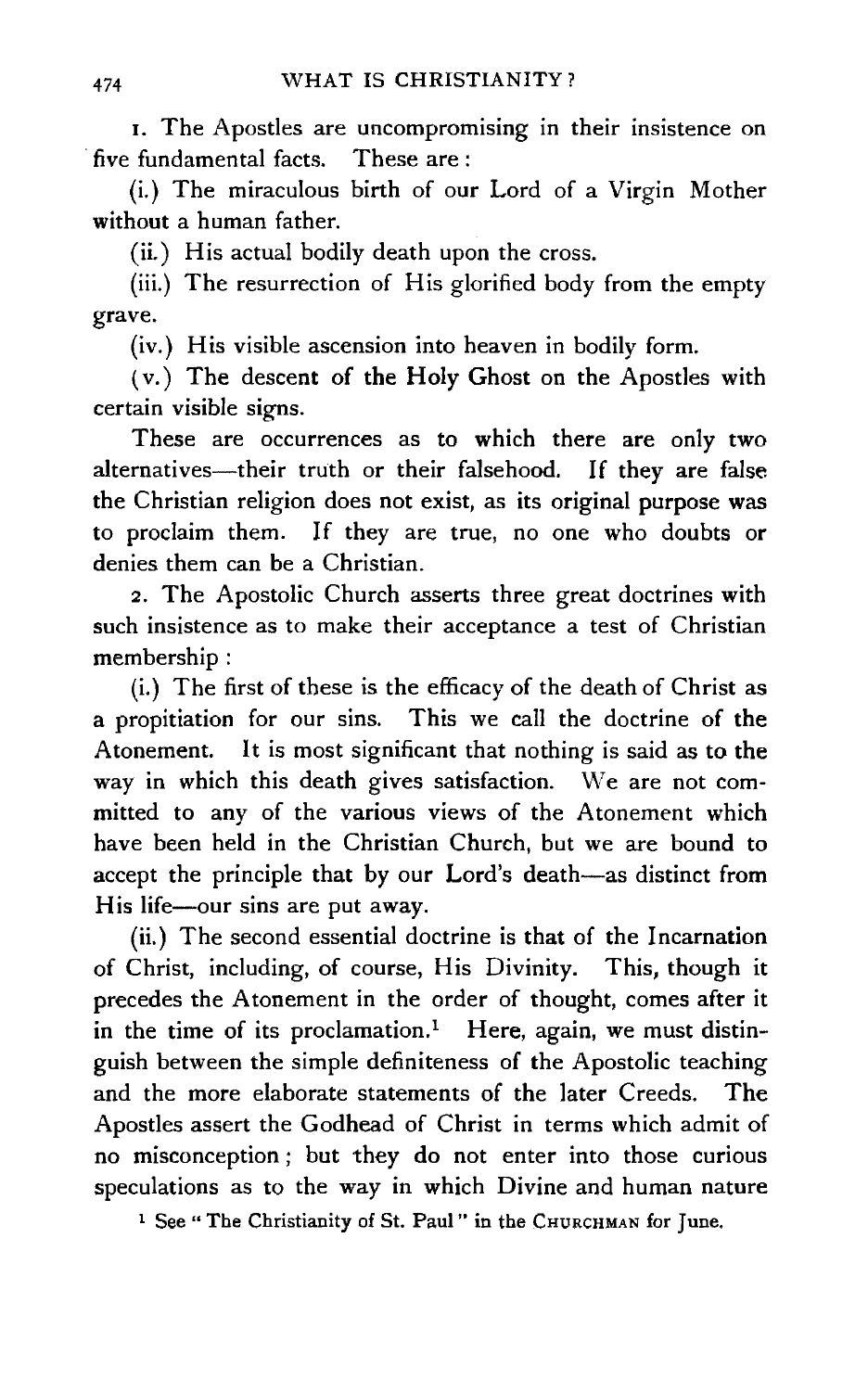1. The Apostles are uncompromising in their insistence on five fundamental facts. These are:

(i.) The miraculous birth of our Lord of a Virgin Mother without a human father.

(ii.) His actual bodily death upon the cross.

(iii.) The resurrection of His glorified body from the empty grave.

(iv.) His visible ascension into heaven in bodily form.

(v.) The descent of the Holy Ghost on the Apostles with certain visible signs.

These are occurrences as to which there are only two alternatives—their truth or their falsehood. If they are false the Christian religion does not exist, as its original purpose was to proclaim them. If they are true, no one who doubts or denies them can be a Christian.

2. The Apostolic Church asserts three great doctrines with such insistence as to make their acceptance a test of Christian membership:

(i.) The first of these is the efficacy of the death of Christ as a propitiation for our sins. This we call the doctrine of the Atonement. It is most significant that nothing is said as to the way in which this death gives satisfaction. We are not committed to any of the various views of the Atonement which have been held in the Christian Church, but we are bound to accept the principle that by our Lord's death—as distinct from His life—our sins are put away.

(ii.) The second essential doctrine is that of the Incarnation of Christ, including, of course, His Divinity. This, though it precedes the Atonement in the order of thought, comes after it in the time of its proclamation.[1] Here, again, we must distinguish between the simple definiteness of the Apostolic teaching and the more elaborate statements of the later Creeds. The Apostles assert the Godhead of Christ in terms which admit of no misconception; but they do not enter into those curious speculations as to the way in which Divine and human nature

[1] See "The Christianity of St. Paul" in the CHURCHMAN for June.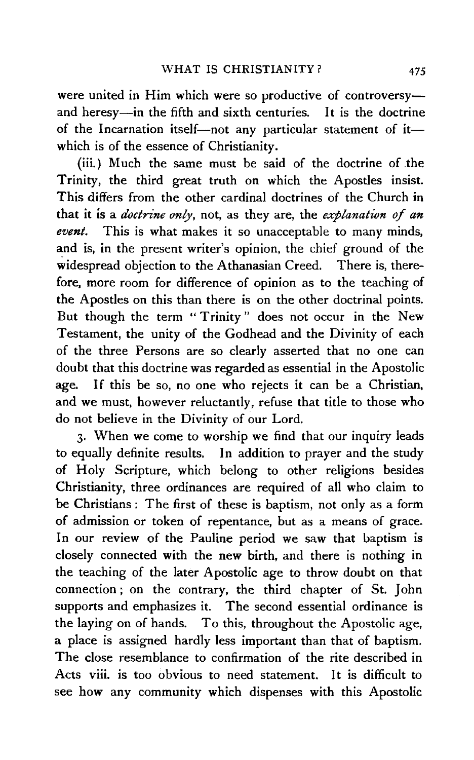were united in Him which were so productive of controversy—and heresy—in the fifth and sixth centuries. It is the doctrine of the Incarnation itself—not any particular statement of it—which is of the essence of Christianity.

(iii.) Much the same must be said of the doctrine of the Trinity, the third great truth on which the Apostles insist. This differs from the other cardinal doctrines of the Church in that it is a *doctrine only*, not, as they are, the *explanation of an event*. This is what makes it so unacceptable to many minds, and is, in the present writer's opinion, the chief ground of the widespread objection to the Athanasian Creed. There is, therefore, more room for difference of opinion as to the teaching of the Apostles on this than there is on the other doctrinal points. But though the term "Trinity" does not occur in the New Testament, the unity of the Godhead and the Divinity of each of the three Persons are so clearly asserted that no one can doubt that this doctrine was regarded as essential in the Apostolic age. If this be so, no one who rejects it can be a Christian, and we must, however reluctantly, refuse that title to those who do not believe in the Divinity of our Lord.

3. When we come to worship we find that our inquiry leads to equally definite results. In addition to prayer and the study of Holy Scripture, which belong to other religions besides Christianity, three ordinances are required of all who claim to be Christians: The first of these is baptism, not only as a form of admission or token of repentance, but as a means of grace. In our review of the Pauline period we saw that baptism is closely connected with the new birth, and there is nothing in the teaching of the later Apostolic age to throw doubt on that connection; on the contrary, the third chapter of St. John supports and emphasizes it. The second essential ordinance is the laying on of hands. To this, throughout the Apostolic age, a place is assigned hardly less important than that of baptism. The close resemblance to confirmation of the rite described in Acts viii. is too obvious to need statement. It is difficult to see how any community which dispenses with this Apostolic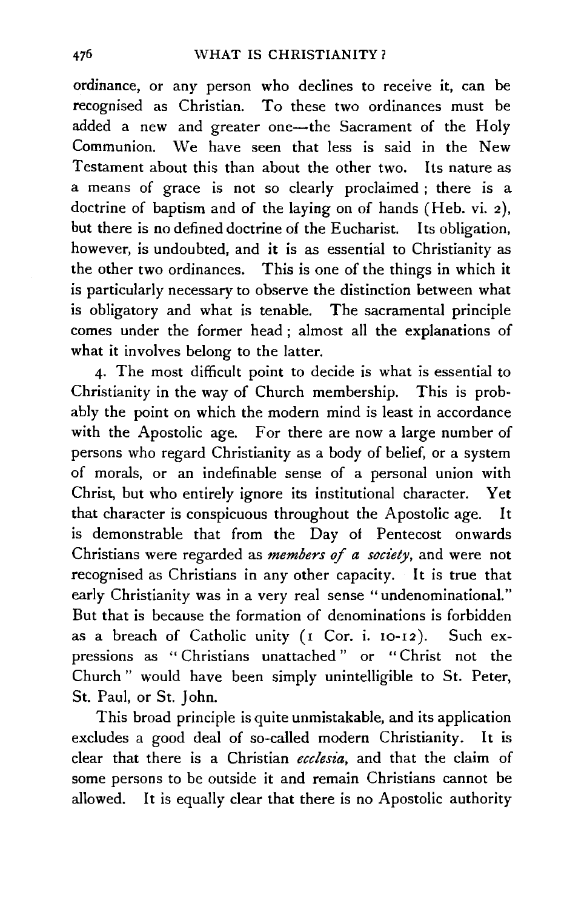ordinance, or any person who declines to receive it, can be recognised as Christian. To these two ordinances must be added a new and greater one—the Sacrament of the Holy Communion. We have seen that less is said in the New Testament about this than about the other two. Its nature as a means of grace is not so clearly proclaimed; there is a doctrine of baptism and of the laying on of hands (Heb. vi. 2), but there is no defined doctrine of the Eucharist. Its obligation, however, is undoubted, and it is as essential to Christianity as the other two ordinances. This is one of the things in which it is particularly necessary to observe the distinction between what is obligatory and what is tenable. The sacramental principle comes under the former head; almost all the explanations of what it involves belong to the latter.

4. The most difficult point to decide is what is essential to Christianity in the way of Church membership. This is probably the point on which the modern mind is least in accordance with the Apostolic age. For there are now a large number of persons who regard Christianity as a body of belief, or a system of morals, or an indefinable sense of a personal union with Christ, but who entirely ignore its institutional character. Yet that character is conspicuous throughout the Apostolic age. It is demonstrable that from the Day of Pentecost onwards Christians were regarded as *members of a society*, and were not recognised as Christians in any other capacity. It is true that early Christianity was in a very real sense "undenominational." But that is because the formation of denominations is forbidden as a breach of Catholic unity (1 Cor. i. 10-12). Such expressions as "Christians unattached" or "Christ not the Church" would have been simply unintelligible to St. Peter, St. Paul, or St. John.

This broad principle is quite unmistakable, and its application excludes a good deal of so-called modern Christianity. It is clear that there is a Christian *ecclesia*, and that the claim of some persons to be outside it and remain Christians cannot be allowed. It is equally clear that there is no Apostolic authority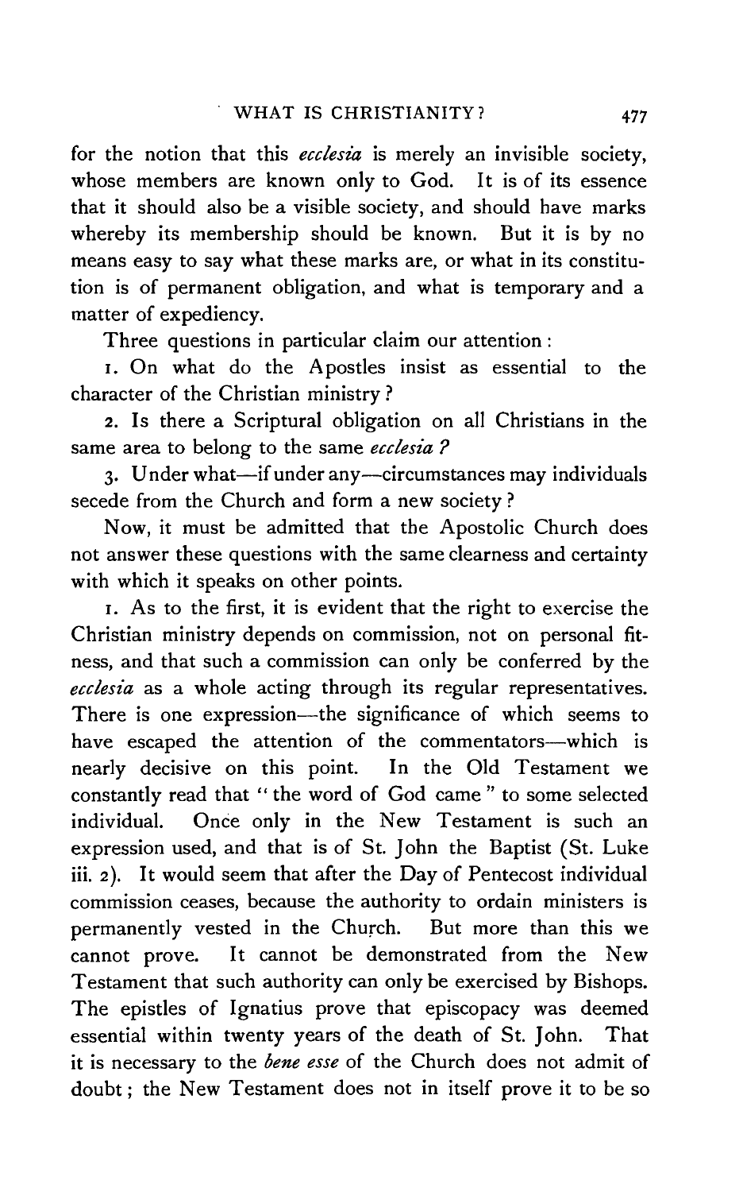for the notion that this *ecclesia* is merely an invisible society, whose members are known only to God. It is of its essence that it should also be a visible society, and should have marks whereby its membership should be known. But it is by no means easy to say what these marks are, or what in its constitution is of permanent obligation, and what is temporary and a matter of expediency.

Three questions in particular claim our attention:

1. On what do the Apostles insist as essential to the character of the Christian ministry?

2. Is there a Scriptural obligation on all Christians in the same area to belong to the same *ecclesia*?

3. Under what—if under any—circumstances may individuals secede from the Church and form a new society?

Now, it must be admitted that the Apostolic Church does not answer these questions with the same clearness and certainty with which it speaks on other points.

1. As to the first, it is evident that the right to exercise the Christian ministry depends on commission, not on personal fitness, and that such a commission can only be conferred by the *ecclesia* as a whole acting through its regular representatives. There is one expression—the significance of which seems to have escaped the attention of the commentators—which is nearly decisive on this point. In the Old Testament we constantly read that "the word of God came" to some selected individual. Once only in the New Testament is such an expression used, and that is of St. John the Baptist (St. Luke iii. 2). It would seem that after the Day of Pentecost individual commission ceases, because the authority to ordain ministers is permanently vested in the Church. But more than this we cannot prove. It cannot be demonstrated from the New Testament that such authority can only be exercised by Bishops. The epistles of Ignatius prove that episcopacy was deemed essential within twenty years of the death of St. John. That it is necessary to the *bene esse* of the Church does not admit of doubt; the New Testament does not in itself prove it to be so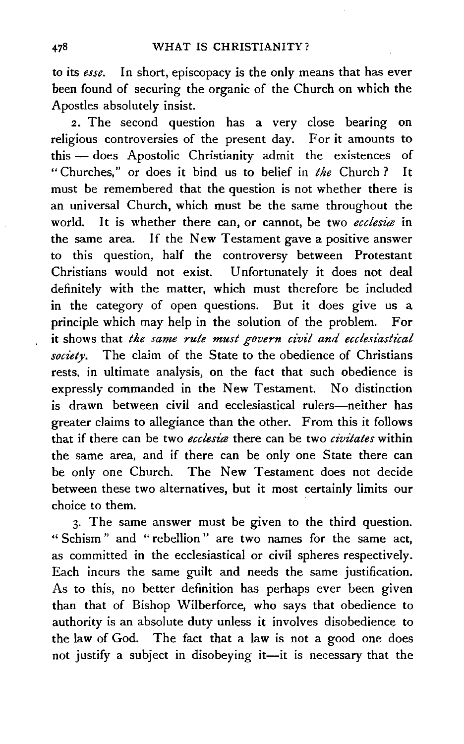to its *esse*. In short, episcopacy is the only means that has ever been found of securing the organic of the Church on which the Apostles absolutely insist.

2. The second question has a very close bearing on religious controversies of the present day. For it amounts to this — does Apostolic Christianity admit the existences of "Churches," or does it bind us to belief in *the* Church? It must be remembered that the question is not whether there is an universal Church, which must be the same throughout the world. It is whether there can, or cannot, be two *ecclesiæ* in the same area. If the New Testament gave a positive answer to this question, half the controversy between Protestant Christians would not exist. Unfortunately it does not deal definitely with the matter, which must therefore be included in the category of open questions. But it does give us a principle which may help in the solution of the problem. For it shows that *the same rule must govern civil and ecclesiastical society*. The claim of the State to the obedience of Christians rests, in ultimate analysis, on the fact that such obedience is expressly commanded in the New Testament. No distinction is drawn between civil and ecclesiastical rulers—neither has greater claims to allegiance than the other. From this it follows that if there can be two *ecclesiæ* there can be two *civitates* within the same area, and if there can be only one State there can be only one Church. The New Testament does not decide between these two alternatives, but it most certainly limits our choice to them.

3. The same answer must be given to the third question. "Schism" and "rebellion" are two names for the same act, as committed in the ecclesiastical or civil spheres respectively. Each incurs the same guilt and needs the same justification. As to this, no better definition has perhaps ever been given than that of Bishop Wilberforce, who says that obedience to authority is an absolute duty unless it involves disobedience to the law of God. The fact that a law is not a good one does not justify a subject in disobeying it—it is necessary that the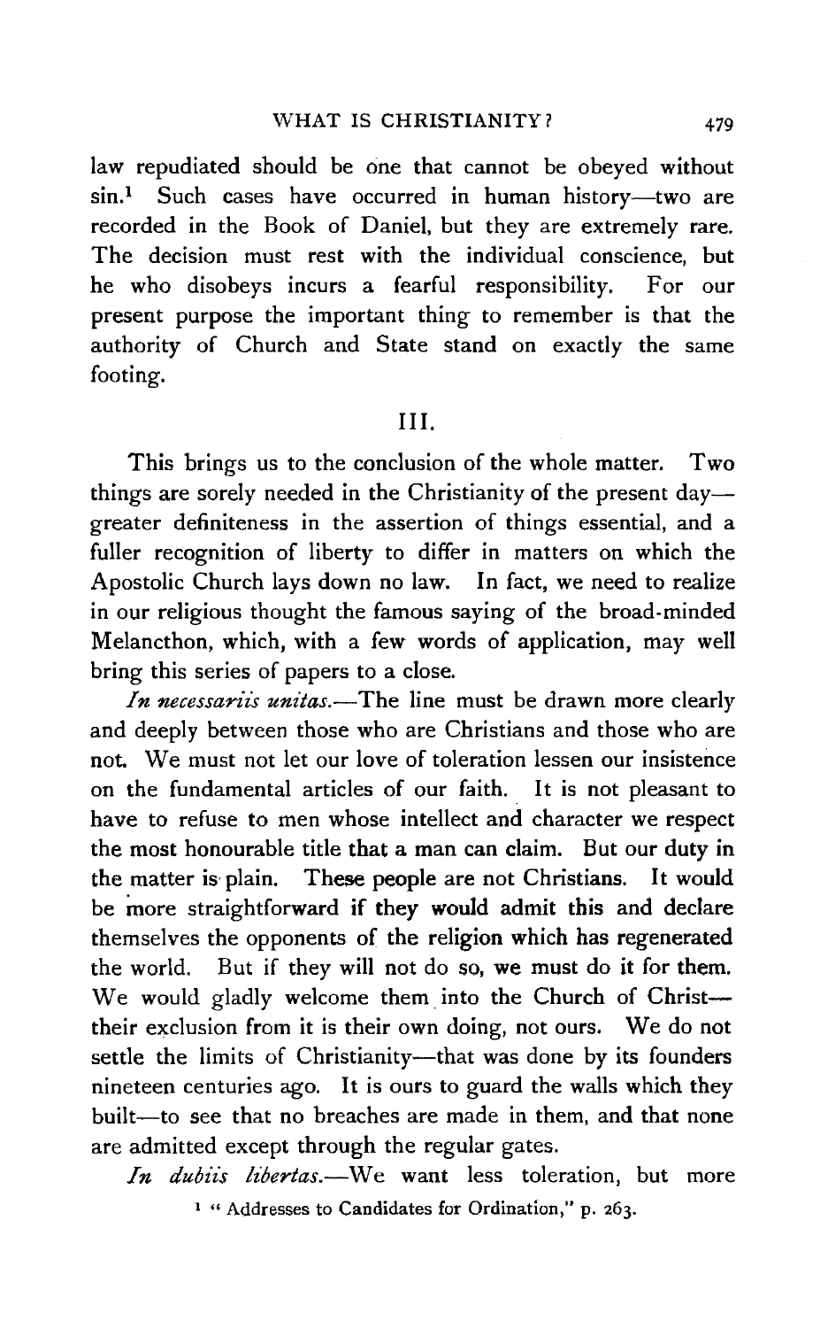law repudiated should be one that cannot be obeyed without sin.[1] Such cases have occurred in human history—two are recorded in the Book of Daniel, but they are extremely rare. The decision must rest with the individual conscience, but he who disobeys incurs a fearful responsibility. For our present purpose the important thing to remember is that the authority of Church and State stand on exactly the same footing.

## III.

This brings us to the conclusion of the whole matter. Two things are sorely needed in the Christianity of the present day—greater definiteness in the assertion of things essential, and a fuller recognition of liberty to differ in matters on which the Apostolic Church lays down no law. In fact, we need to realize in our religious thought the famous saying of the broad-minded Melancthon, which, with a few words of application, may well bring this series of papers to a close.

*In necessariis unitas.*—The line must be drawn more clearly and deeply between those who are Christians and those who are not. We must not let our love of toleration lessen our insistence on the fundamental articles of our faith. It is not pleasant to have to refuse to men whose intellect and character we respect the most honourable title that a man can claim. But our duty in the matter is plain. These people are not Christians. It would be more straightforward if they would admit this and declare themselves the opponents of the religion which has regenerated the world. But if they will not do so, we must do it for them. We would gladly welcome them into the Church of Christ—their exclusion from it is their own doing, not ours. We do not settle the limits of Christianity—that was done by its founders nineteen centuries ago. It is ours to guard the walls which they built—to see that no breaches are made in them, and that none are admitted except through the regular gates.

*In dubiis libertas.*—We want less toleration, but more

[1] "Addresses to Candidates for Ordination," p. 263.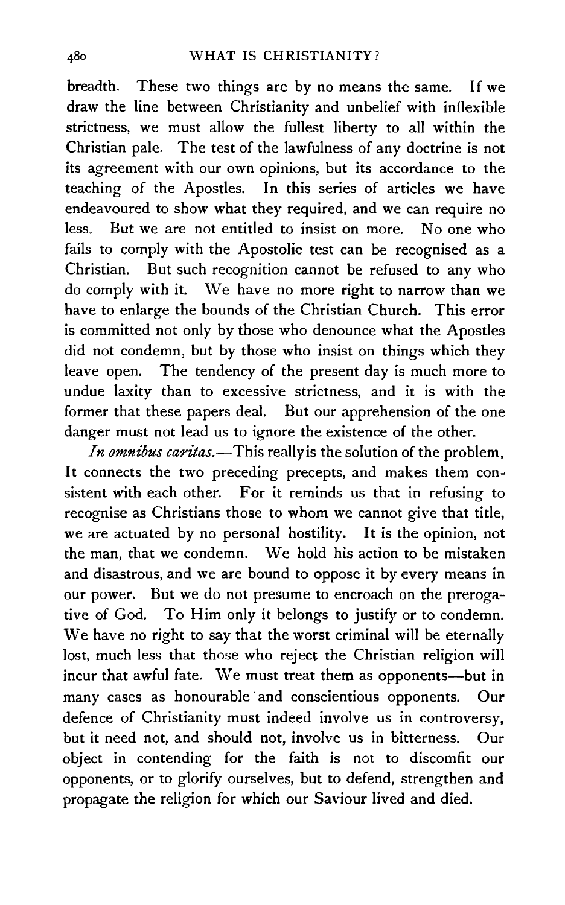breadth. These two things are by no means the same. If we draw the line between Christianity and unbelief with inflexible strictness, we must allow the fullest liberty to all within the Christian pale. The test of the lawfulness of any doctrine is not its agreement with our own opinions, but its accordance to the teaching of the Apostles. In this series of articles we have endeavoured to show what they required, and we can require no less. But we are not entitled to insist on more. No one who fails to comply with the Apostolic test can be recognised as a Christian. But such recognition cannot be refused to any who do comply with it. We have no more right to narrow than we have to enlarge the bounds of the Christian Church. This error is committed not only by those who denounce what the Apostles did not condemn, but by those who insist on things which they leave open. The tendency of the present day is much more to undue laxity than to excessive strictness, and it is with the former that these papers deal. But our apprehension of the one danger must not lead us to ignore the existence of the other.

*In omnibus caritas.*—This really is the solution of the problem, It connects the two preceding precepts, and makes them consistent with each other. For it reminds us that in refusing to recognise as Christians those to whom we cannot give that title, we are actuated by no personal hostility. It is the opinion, not the man, that we condemn. We hold his action to be mistaken and disastrous, and we are bound to oppose it by every means in our power. But we do not presume to encroach on the prerogative of God. To Him only it belongs to justify or to condemn. We have no right to say that the worst criminal will be eternally lost, much less that those who reject the Christian religion will incur that awful fate. We must treat them as opponents—but in many cases as honourable and conscientious opponents. Our defence of Christianity must indeed involve us in controversy, but it need not, and should not, involve us in bitterness. Our object in contending for the faith is not to discomfit our opponents, or to glorify ourselves, but to defend, strengthen and propagate the religion for which our Saviour lived and died.